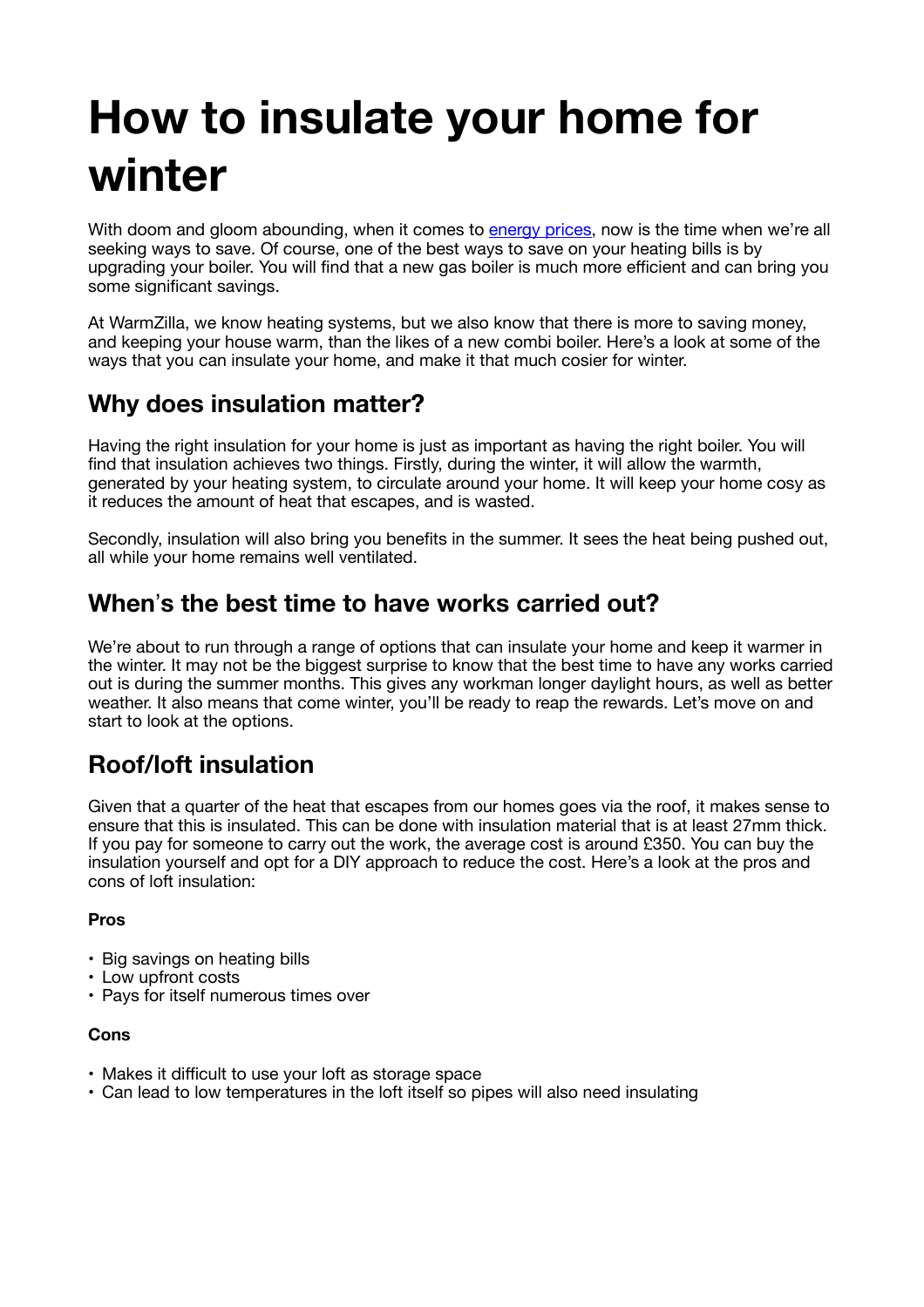# How to insulate your home for winter

With doom and gloom abounding, when it comes to energy prices, now is the time when we're all seeking ways to save. Of course, one of the best ways to save on your heating bills is by upgrading your boiler. You will find that a new gas boiler is much more efficient and can bring you some significant savings.

At WarmZilla, we know heating systems, but we also know that there is more to saving money, and keeping your house warm, than the likes of a new combi boiler. Here's a look at some of the ways that you can insulate your home, and make it that much cosier for winter.

## Why does insulation matter?

Having the right insulation for your home is just as important as having the right boiler. You will find that insulation achieves two things. Firstly, during the winter, it will allow the warmth, generated by your heating system, to circulate around your home. It will keep your home cosy as it reduces the amount of heat that escapes, and is wasted.

Secondly, insulation will also bring you benefits in the summer. It sees the heat being pushed out, all while your home remains well ventilated.

## When's the best time to have works carried out?

We're about to run through a range of options that can insulate your home and keep it warmer in the winter. It may not be the biggest surprise to know that the best time to have any works carried out is during the summer months. This gives any workman longer daylight hours, as well as better weather. It also means that come winter, you'll be ready to reap the rewards. Let's move on and start to look at the options.

## Roof/loft insulation

Given that a quarter of the heat that escapes from our homes goes via the roof, it makes sense to ensure that this is insulated. This can be done with insulation material that is at least 27mm thick. If you pay for someone to carry out the work, the average cost is around £350. You can buy the insulation yourself and opt for a DIY approach to reduce the cost. Here's a look at the pros and cons of loft insulation:

#### Pros

- Big savings on heating bills
- Low upfront costs
- Pays for itself numerous times over

#### Cons

- Makes it difficult to use your loft as storage space
- Can lead to low temperatures in the loft itself so pipes will also need insulating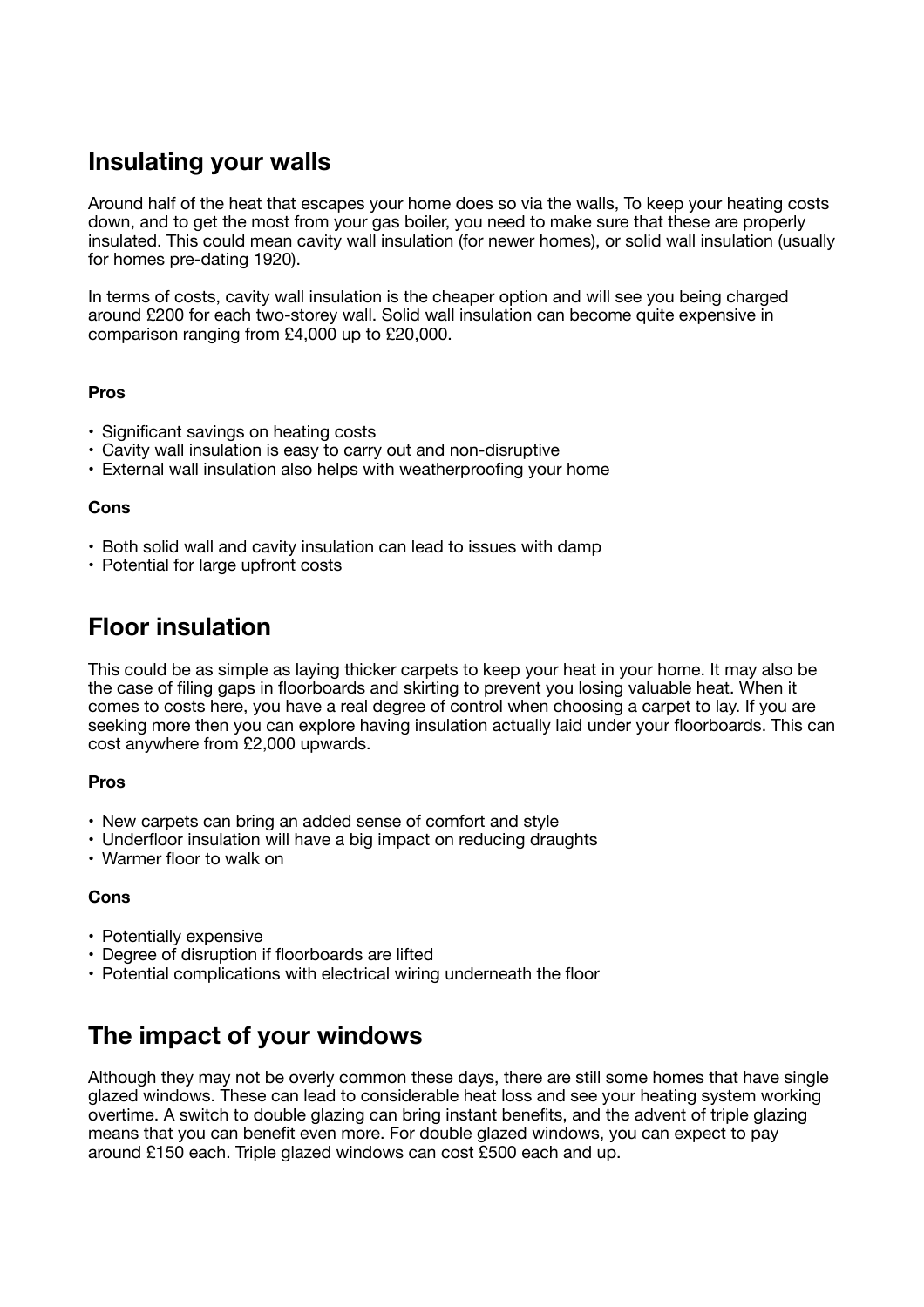## Insulating your walls

Around half of the heat that escapes your home does so via the walls, To keep your heating costs down, and to get the most from your gas boiler, you need to make sure that these are properly insulated. This could mean cavity wall insulation (for newer homes), or solid wall insulation (usually for homes pre-dating 1920).

In terms of costs, cavity wall insulation is the cheaper option and will see you being charged around £200 for each two-storey wall. Solid wall insulation can become quite expensive in comparison ranging from £4,000 up to £20,000.

**Pros**

- Significant savings on heating costs
- Cavity wall insulation is easy to carry out and non-disruptive
- External wall insulation also helps with weatherproofing your home

**Cons**

- Both solid wall and cavity insulation can lead to issues with damp
- Potential for large upfront costs

## Floor insulation

This could be as simple as laying thicker carpets to keep your heat in your home. It may also be the case of filing gaps in floorboards and skirting to prevent you losing valuable heat. When it comes to costs here, you have a real degree of control when choosing a carpet to lay. If you are seeking more then you can explore having insulation actually laid under your floorboards. This can cost anywhere from £2,000 upwards.

**Pros**

- New carpets can bring an added sense of comfort and style
- Underfloor insulation will have a big impact on reducing draughts
- Warmer floor to walk on

**Cons**

- Potentially expensive
- Degree of disruption if floorboards are lifted
- Potential complications with electrical wiring underneath the floor

## The impact of your windows

Although they may not be overly common these days, there are still some homes that have single glazed windows. These can lead to considerable heat loss and see your heating system working overtime. A switch to double glazing can bring instant benefits, and the advent of triple glazing means that you can benefit even more. For double glazed windows, you can expect to pay around £150 each. Triple glazed windows can cost £500 each and up.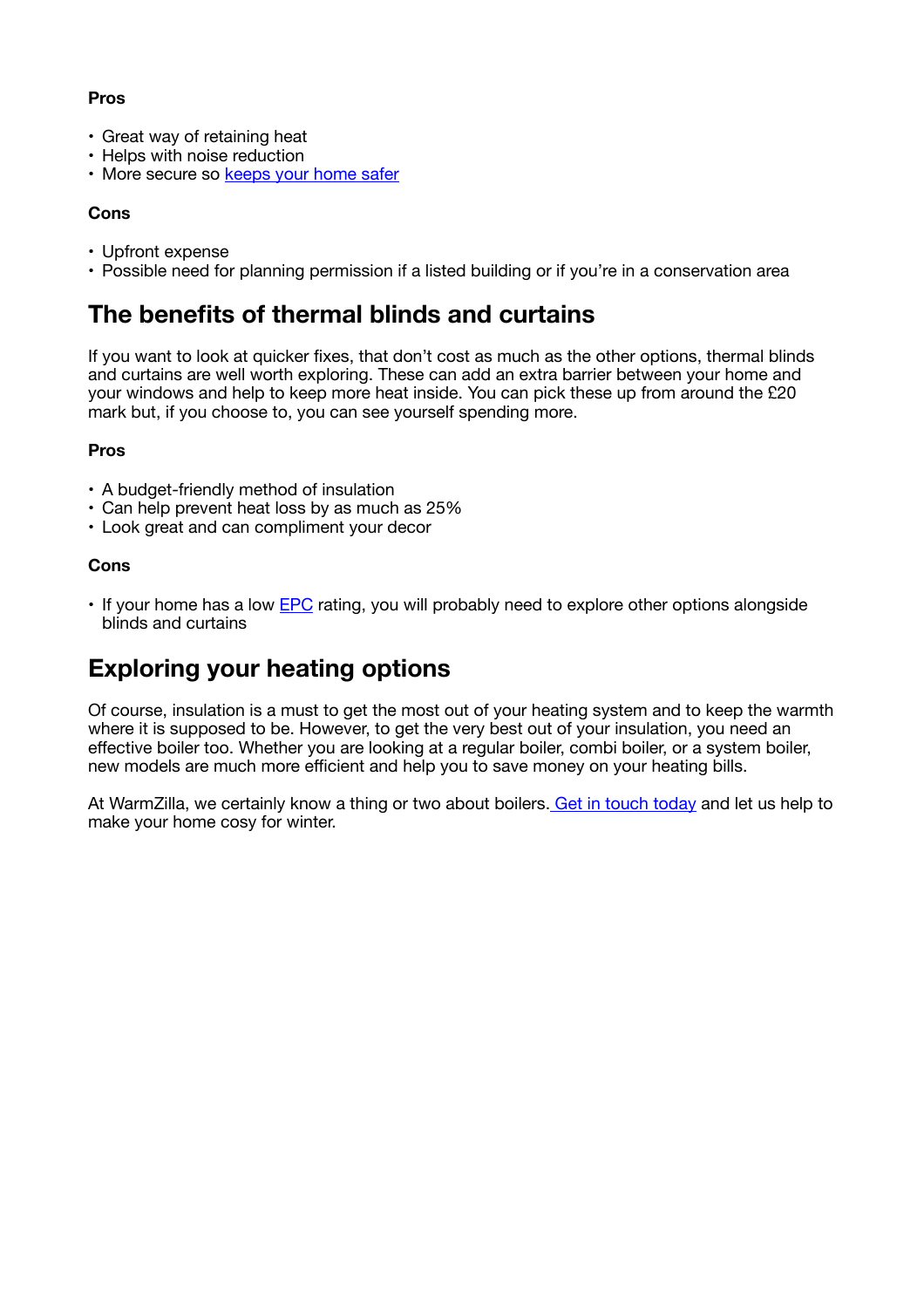**Pros**

- Great way of retaining heat
- Helps with noise reduction
- More secure so keeps your home safer

**Cons**

- Upfront expense
- Possible need for planning permission if a listed building or if you're in a conservation area

## The benefits of thermal blinds and curtains

If you want to look at quicker fixes, that don't cost as much as the other options, thermal blinds and curtains are well worth exploring. These can add an extra barrier between your home and your windows and help to keep more heat inside. You can pick these up from around the £20 mark but, if you choose to, you can see yourself spending more.

**Pros**

- A budget-friendly method of insulation
- Can help prevent heat loss by as much as 25%
- Look great and can compliment your decor

**Cons**

- If your home has a low EPC rating, you will probably need to explore other options alongside blinds and curtains

## Exploring your heating options

Of course, insulation is a must to get the most out of your heating system and to keep the warmth where it is supposed to be. However, to get the very best out of your insulation, you need an effective boiler too. Whether you are looking at a regular boiler, combi boiler, or a system boiler, new models are much more efficient and help you to save money on your heating bills.

At WarmZilla, we certainly know a thing or two about boilers. Get in touch today and let us help to make your home cosy for winter.